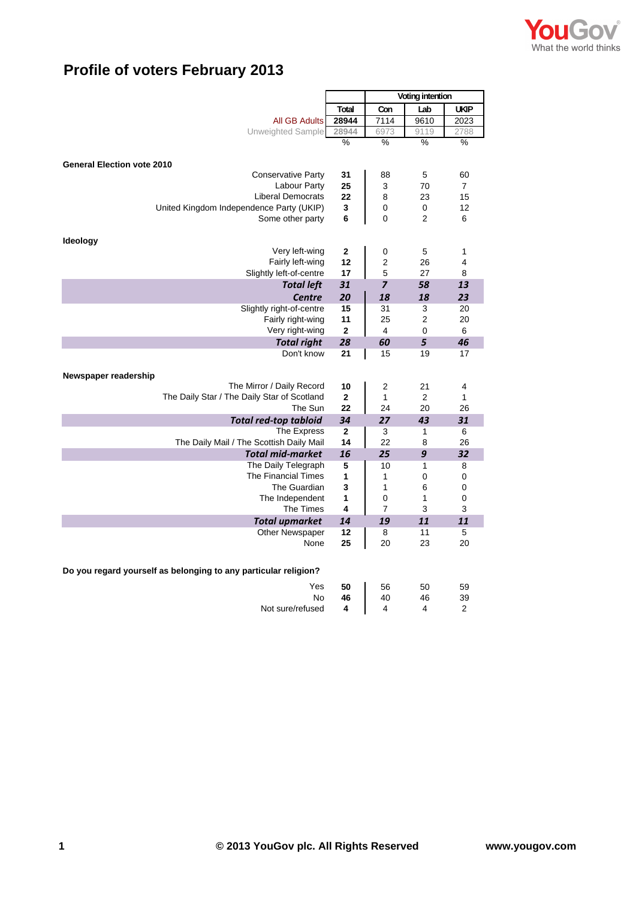# Profile of voters February 2013

| | Total | Con | Lab | UKIP |
|---|---|---|---|---|
| | | Voting intention | | |
| All GB Adults | 28944 | 7114 | 9610 | 2023 |
| Unweighted Sample | 28944 | 6973 | 9119 | 2788 |
| | % | % | % | % |
| **General Election vote 2010** | | | | |
| Conservative Party | **31** | 88 | 5 | 60 |
| Labour Party | **25** | 3 | 70 | 7 |
| Liberal Democrats | **22** | 8 | 23 | 15 |
| United Kingdom Independence Party (UKIP) | **3** | 0 | 0 | 12 |
| Some other party | **6** | 0 | 2 | 6 |
| **Ideology** | | | | |
| Very left-wing | **2** | 0 | 5 | 1 |
| Fairly left-wing | **12** | 2 | 26 | 4 |
| Slightly left-of-centre | **17** | 5 | 27 | 8 |
| ***Total left*** | ***31*** | ***7*** | ***58*** | ***13*** |
| ***Centre*** | ***20*** | ***18*** | ***18*** | ***23*** |
| Slightly right-of-centre | **15** | 31 | 3 | 20 |
| Fairly right-wing | **11** | 25 | 2 | 20 |
| Very right-wing | **2** | 4 | 0 | 6 |
| ***Total right*** | ***28*** | ***60*** | ***5*** | ***46*** |
| Don't know | **21** | 15 | 19 | 17 |
| **Newspaper readership** | | | | |
| The Mirror / Daily Record | **10** | 2 | 21 | 4 |
| The Daily Star / The Daily Star of Scotland | **2** | 1 | 2 | 1 |
| The Sun | **22** | 24 | 20 | 26 |
| ***Total red-top tabloid*** | ***34*** | ***27*** | ***43*** | ***31*** |
| The Express | **2** | 3 | 1 | 6 |
| The Daily Mail / The Scottish Daily Mail | **14** | 22 | 8 | 26 |
| ***Total mid-market*** | ***16*** | ***25*** | ***9*** | ***32*** |
| The Daily Telegraph | **5** | 10 | 1 | 8 |
| The Financial Times | **1** | 1 | 0 | 0 |
| The Guardian | **3** | 1 | 6 | 0 |
| The Independent | **1** | 0 | 1 | 0 |
| The Times | **4** | 7 | 3 | 3 |
| ***Total upmarket*** | ***14*** | ***19*** | ***11*** | ***11*** |
| Other Newspaper | **12** | 8 | 11 | 5 |
| None | **25** | 20 | 23 | 20 |
| **Do you regard yourself as belonging to any particular religion?** | | | | |
| Yes | **50** | 56 | 50 | 59 |
| No | **46** | 40 | 46 | 39 |
| Not sure/refused | **4** | 4 | 4 | 2 |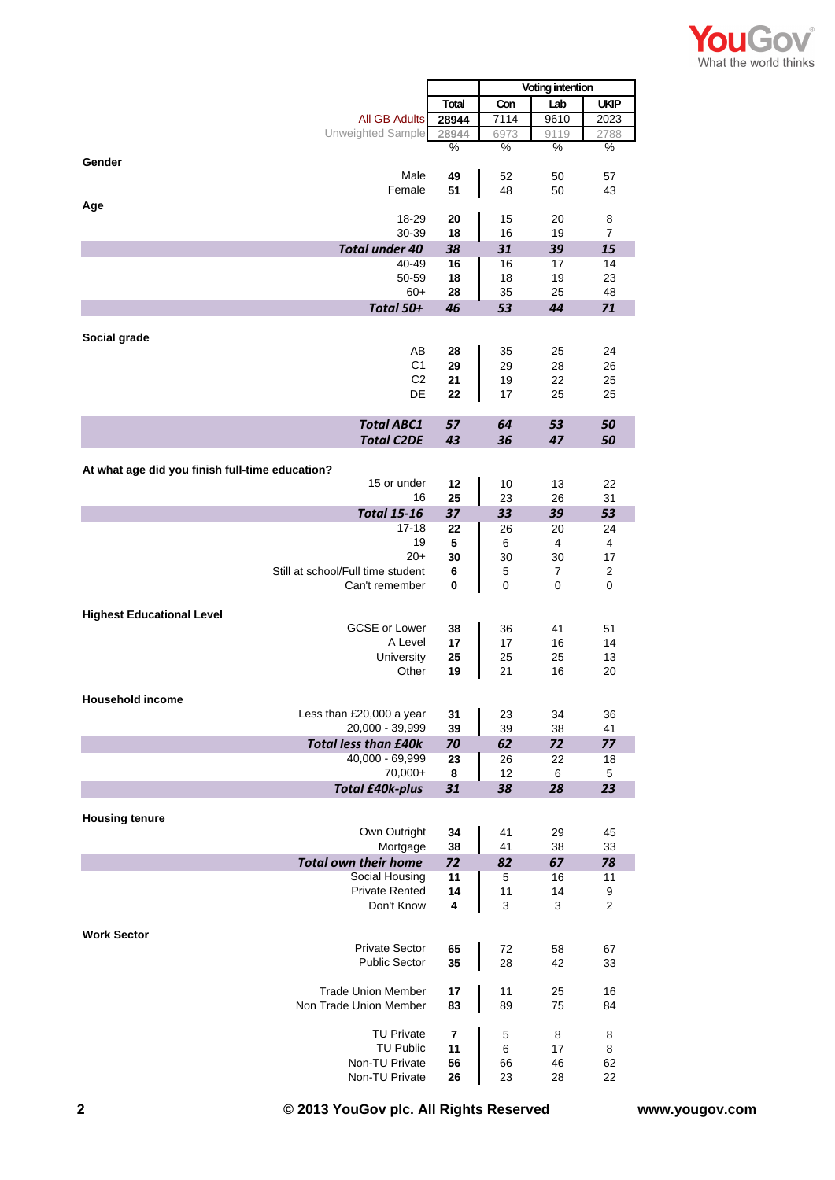| | Total | Con | Lab | UKIP |
|---|---|---|---|---|
| | | Voting intention | | |
| All GB Adults | 28944 | 7114 | 9610 | 2023 |
| Unweighted Sample | 28944 | 6973 | 9119 | 2788 |
| | % | % | % | % |
| **Gender** | | | | |
| Male | **49** | 52 | 50 | 57 |
| Female | **51** | 48 | 50 | 43 |
| **Age** | | | | |
| 18-29 | **20** | 15 | 20 | 8 |
| 30-39 | **18** | 16 | 19 | 7 |
| ***Total under 40*** | ***38*** | ***31*** | ***39*** | ***15*** |
| 40-49 | **16** | 16 | 17 | 14 |
| 50-59 | **18** | 18 | 19 | 23 |
| 60+ | **28** | 35 | 25 | 48 |
| ***Total 50+*** | ***46*** | ***53*** | ***44*** | ***71*** |
| **Social grade** | | | | |
| AB | **28** | 35 | 25 | 24 |
| C1 | **29** | 29 | 28 | 26 |
| C2 | **21** | 19 | 22 | 25 |
| DE | **22** | 17 | 25 | 25 |
| ***Total ABC1*** | ***57*** | ***64*** | ***53*** | ***50*** |
| ***Total C2DE*** | ***43*** | ***36*** | ***47*** | ***50*** |
| **At what age did you finish full-time education?** | | | | |
| 15 or under | **12** | 10 | 13 | 22 |
| 16 | **25** | 23 | 26 | 31 |
| ***Total 15-16*** | ***37*** | ***33*** | ***39*** | ***53*** |
| 17-18 | **22** | 26 | 20 | 24 |
| 19 | **5** | 6 | 4 | 4 |
| 20+ | **30** | 30 | 30 | 17 |
| Still at school/Full time student | **6** | 5 | 7 | 2 |
| Can't remember | **0** | 0 | 0 | 0 |
| **Highest Educational Level** | | | | |
| GCSE or Lower | **38** | 36 | 41 | 51 |
| A Level | **17** | 17 | 16 | 14 |
| University | **25** | 25 | 25 | 13 |
| Other | **19** | 21 | 16 | 20 |
| **Household income** | | | | |
| Less than £20,000 a year | **31** | 23 | 34 | 36 |
| 20,000 - 39,999 | **39** | 39 | 38 | 41 |
| ***Total less than £40k*** | ***70*** | ***62*** | ***72*** | ***77*** |
| 40,000 - 69,999 | **23** | 26 | 22 | 18 |
| 70,000+ | **8** | 12 | 6 | 5 |
| ***Total £40k-plus*** | ***31*** | ***38*** | ***28*** | ***23*** |
| **Housing tenure** | | | | |
| Own Outright | **34** | 41 | 29 | 45 |
| Mortgage | **38** | 41 | 38 | 33 |
| ***Total own their home*** | ***72*** | ***82*** | ***67*** | ***78*** |
| Social Housing | **11** | 5 | 16 | 11 |
| Private Rented | **14** | 11 | 14 | 9 |
| Don't Know | **4** | 3 | 3 | 2 |
| **Work Sector** | | | | |
| Private Sector | **65** | 72 | 58 | 67 |
| Public Sector | **35** | 28 | 42 | 33 |
| Trade Union Member | **17** | 11 | 25 | 16 |
| Non Trade Union Member | **83** | 89 | 75 | 84 |
| TU Private | **7** | 5 | 8 | 8 |
| TU Public | **11** | 6 | 17 | 8 |
| Non-TU Private | **56** | 66 | 46 | 62 |
| Non-TU Private | **26** | 23 | 28 | 22 |

© 2013 YouGov plc. All Rights Reserved www.yougov.com